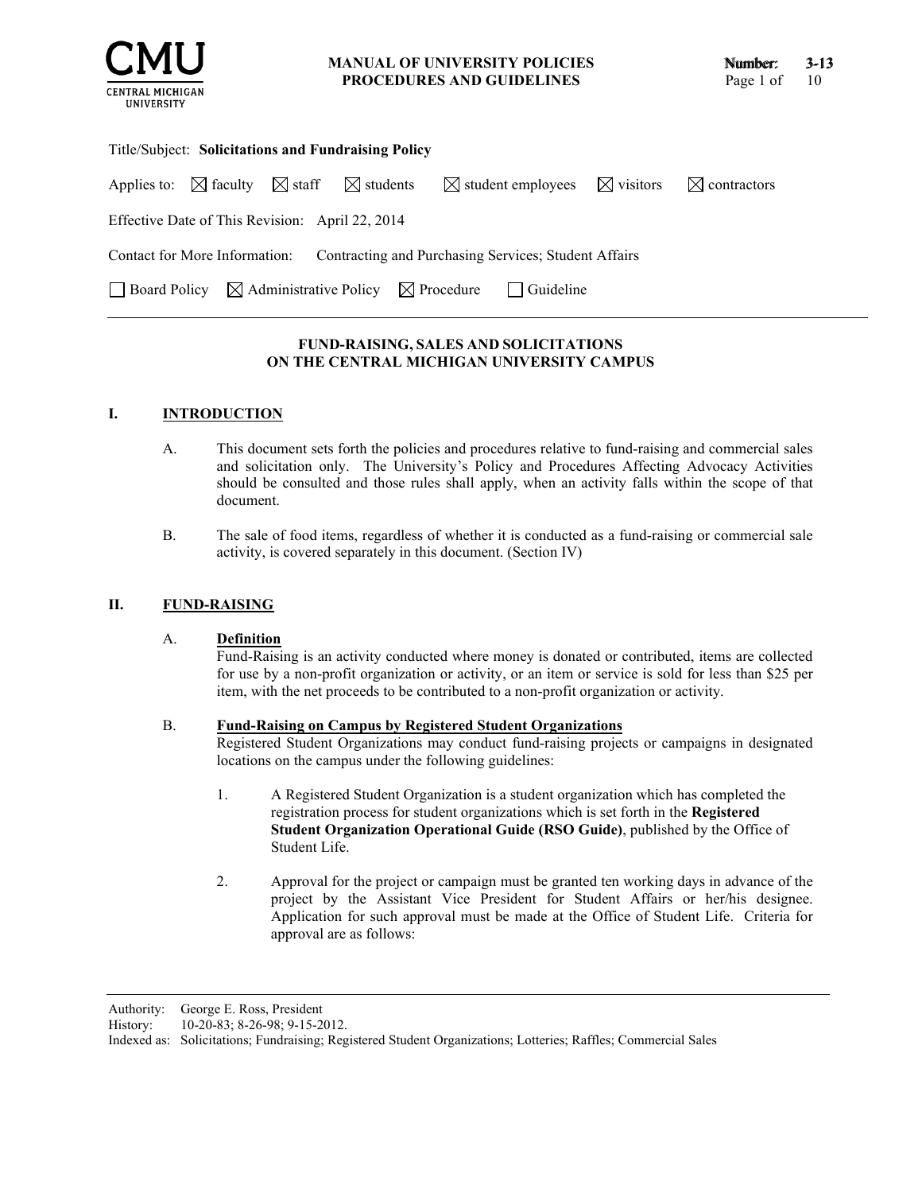**CMU**
CENTRAL MICHIGAN UNIVERSITY

**MANUAL OF UNIVERSITY POLICIES PROCEDURES AND GUIDELINES**

**Number: 3-13**

Title/Subject: **Solicitations and Fundraising Policy**

Applies to: ☒ faculty ☒ staff ☒ students ☒ student employees ☒ visitors ☒ contractors

Effective Date of This Revision: April 22, 2014

Contact for More Information: Contracting and Purchasing Services; Student Affairs

☐ Board Policy ☒ Administrative Policy ☒ Procedure ☐ Guideline

---

# FUND-RAISING, SALES AND SOLICITATIONS ON THE CENTRAL MICHIGAN UNIVERSITY CAMPUS

## I. INTRODUCTION

A. This document sets forth the policies and procedures relative to fund-raising and commercial sales and solicitation only. The University's Policy and Procedures Affecting Advocacy Activities should be consulted and those rules shall apply, when an activity falls within the scope of that document.

B. The sale of food items, regardless of whether it is conducted as a fund-raising or commercial sale activity, is covered separately in this document. (Section IV)

## II. FUND-RAISING

### A. Definition

Fund-Raising is an activity conducted where money is donated or contributed, items are collected for use by a non-profit organization or activity, or an item or service is sold for less than $25 per item, with the net proceeds to be contributed to a non-profit organization or activity.

### B. Fund-Raising on Campus by Registered Student Organizations

Registered Student Organizations may conduct fund-raising projects or campaigns in designated locations on the campus under the following guidelines:

1. A Registered Student Organization is a student organization which has completed the registration process for student organizations which is set forth in the **Registered Student Organization Operational Guide (RSO Guide)**, published by the Office of Student Life.

2. Approval for the project or campaign must be granted ten working days in advance of the project by the Assistant Vice President for Student Affairs or her/his designee. Application for such approval must be made at the Office of Student Life. Criteria for approval are as follows:

---

Authority: George E. Ross, President
History: 10-20-83; 8-26-98; 9-15-2012.
Indexed as: Solicitations; Fundraising; Registered Student Organizations; Lotteries; Raffles; Commercial Sales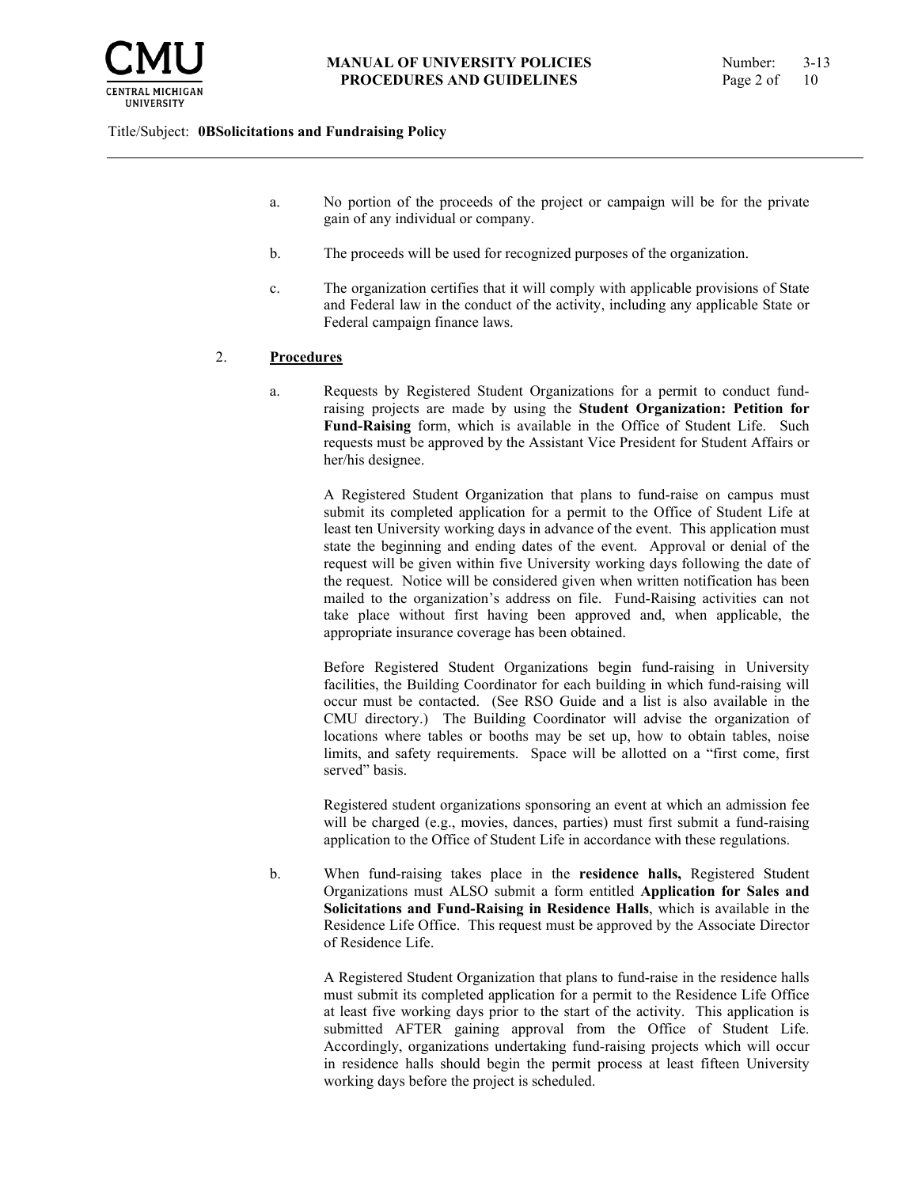a. No portion of the proceeds of the project or campaign will be for the private gain of any individual or company.

b. The proceeds will be used for recognized purposes of the organization.

c. The organization certifies that it will comply with applicable provisions of State and Federal law in the conduct of the activity, including any applicable State or Federal campaign finance laws.

2. **Procedures**

a. Requests by Registered Student Organizations for a permit to conduct fund-raising projects are made by using the **Student Organization: Petition for Fund-Raising** form, which is available in the Office of Student Life. Such requests must be approved by the Assistant Vice President for Student Affairs or her/his designee.

A Registered Student Organization that plans to fund-raise on campus must submit its completed application for a permit to the Office of Student Life at least ten University working days in advance of the event. This application must state the beginning and ending dates of the event. Approval or denial of the request will be given within five University working days following the date of the request. Notice will be considered given when written notification has been mailed to the organization's address on file. Fund-Raising activities can not take place without first having been approved and, when applicable, the appropriate insurance coverage has been obtained.

Before Registered Student Organizations begin fund-raising in University facilities, the Building Coordinator for each building in which fund-raising will occur must be contacted. (See RSO Guide and a list is also available in the CMU directory.) The Building Coordinator will advise the organization of locations where tables or booths may be set up, how to obtain tables, noise limits, and safety requirements. Space will be allotted on a "first come, first served" basis.

Registered student organizations sponsoring an event at which an admission fee will be charged (e.g., movies, dances, parties) must first submit a fund-raising application to the Office of Student Life in accordance with these regulations.

b. When fund-raising takes place in the **residence halls,** Registered Student Organizations must ALSO submit a form entitled **Application for Sales and Solicitations and Fund-Raising in Residence Halls**, which is available in the Residence Life Office. This request must be approved by the Associate Director of Residence Life.

A Registered Student Organization that plans to fund-raise in the residence halls must submit its completed application for a permit to the Residence Life Office at least five working days prior to the start of the activity. This application is submitted AFTER gaining approval from the Office of Student Life. Accordingly, organizations undertaking fund-raising projects which will occur in residence halls should begin the permit process at least fifteen University working days before the project is scheduled.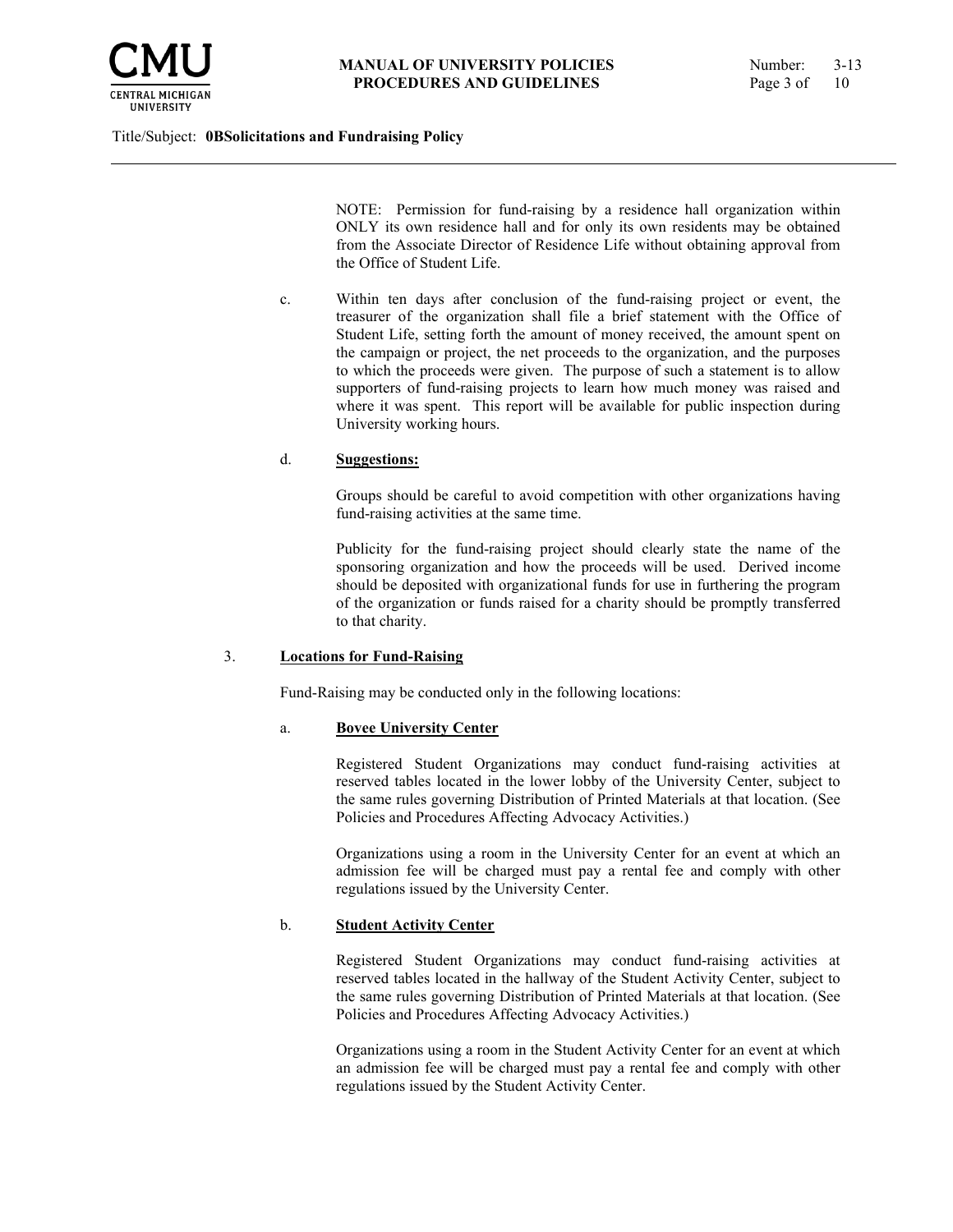NOTE: Permission for fund-raising by a residence hall organization within ONLY its own residence hall and for only its own residents may be obtained from the Associate Director of Residence Life without obtaining approval from the Office of Student Life.

c. Within ten days after conclusion of the fund-raising project or event, the treasurer of the organization shall file a brief statement with the Office of Student Life, setting forth the amount of money received, the amount spent on the campaign or project, the net proceeds to the organization, and the purposes to which the proceeds were given. The purpose of such a statement is to allow supporters of fund-raising projects to learn how much money was raised and where it was spent. This report will be available for public inspection during University working hours.

d. **Suggestions:**

Groups should be careful to avoid competition with other organizations having fund-raising activities at the same time.

Publicity for the fund-raising project should clearly state the name of the sponsoring organization and how the proceeds will be used. Derived income should be deposited with organizational funds for use in furthering the program of the organization or funds raised for a charity should be promptly transferred to that charity.

3. **Locations for Fund-Raising**

Fund-Raising may be conducted only in the following locations:

a. **Bovee University Center**

Registered Student Organizations may conduct fund-raising activities at reserved tables located in the lower lobby of the University Center, subject to the same rules governing Distribution of Printed Materials at that location. (See Policies and Procedures Affecting Advocacy Activities.)

Organizations using a room in the University Center for an event at which an admission fee will be charged must pay a rental fee and comply with other regulations issued by the University Center.

b. **Student Activity Center**

Registered Student Organizations may conduct fund-raising activities at reserved tables located in the hallway of the Student Activity Center, subject to the same rules governing Distribution of Printed Materials at that location. (See Policies and Procedures Affecting Advocacy Activities.)

Organizations using a room in the Student Activity Center for an event at which an admission fee will be charged must pay a rental fee and comply with other regulations issued by the Student Activity Center.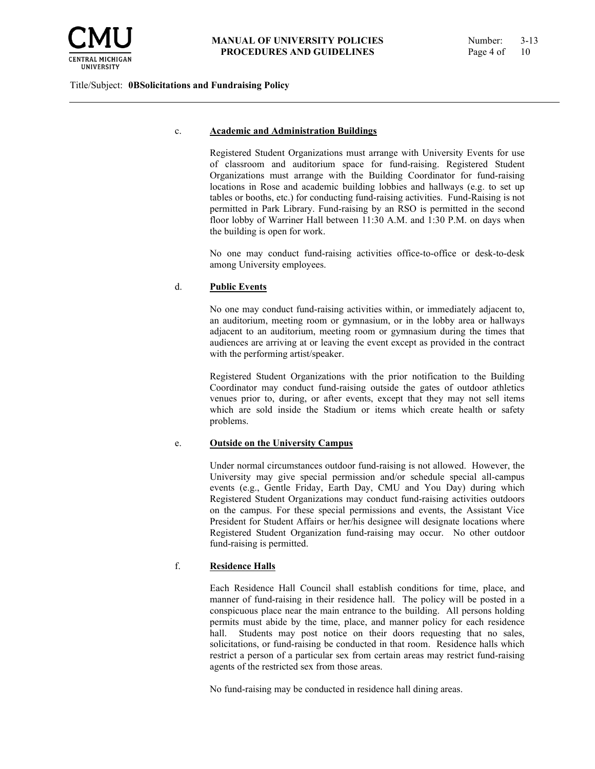c. **Academic and Administration Buildings**

Registered Student Organizations must arrange with University Events for use of classroom and auditorium space for fund-raising. Registered Student Organizations must arrange with the Building Coordinator for fund-raising locations in Rose and academic building lobbies and hallways (e.g. to set up tables or booths, etc.) for conducting fund-raising activities. Fund-Raising is not permitted in Park Library. Fund-raising by an RSO is permitted in the second floor lobby of Warriner Hall between 11:30 A.M. and 1:30 P.M. on days when the building is open for work.

No one may conduct fund-raising activities office-to-office or desk-to-desk among University employees.

d. **Public Events**

No one may conduct fund-raising activities within, or immediately adjacent to, an auditorium, meeting room or gymnasium, or in the lobby area or hallways adjacent to an auditorium, meeting room or gymnasium during the times that audiences are arriving at or leaving the event except as provided in the contract with the performing artist/speaker.

Registered Student Organizations with the prior notification to the Building Coordinator may conduct fund-raising outside the gates of outdoor athletics venues prior to, during, or after events, except that they may not sell items which are sold inside the Stadium or items which create health or safety problems.

e. **Outside on the University Campus**

Under normal circumstances outdoor fund-raising is not allowed. However, the University may give special permission and/or schedule special all-campus events (e.g., Gentle Friday, Earth Day, CMU and You Day) during which Registered Student Organizations may conduct fund-raising activities outdoors on the campus. For these special permissions and events, the Assistant Vice President for Student Affairs or her/his designee will designate locations where Registered Student Organization fund-raising may occur. No other outdoor fund-raising is permitted.

f. **Residence Halls**

Each Residence Hall Council shall establish conditions for time, place, and manner of fund-raising in their residence hall. The policy will be posted in a conspicuous place near the main entrance to the building. All persons holding permits must abide by the time, place, and manner policy for each residence hall. Students may post notice on their doors requesting that no sales, solicitations, or fund-raising be conducted in that room. Residence halls which restrict a person of a particular sex from certain areas may restrict fund-raising agents of the restricted sex from those areas.

No fund-raising may be conducted in residence hall dining areas.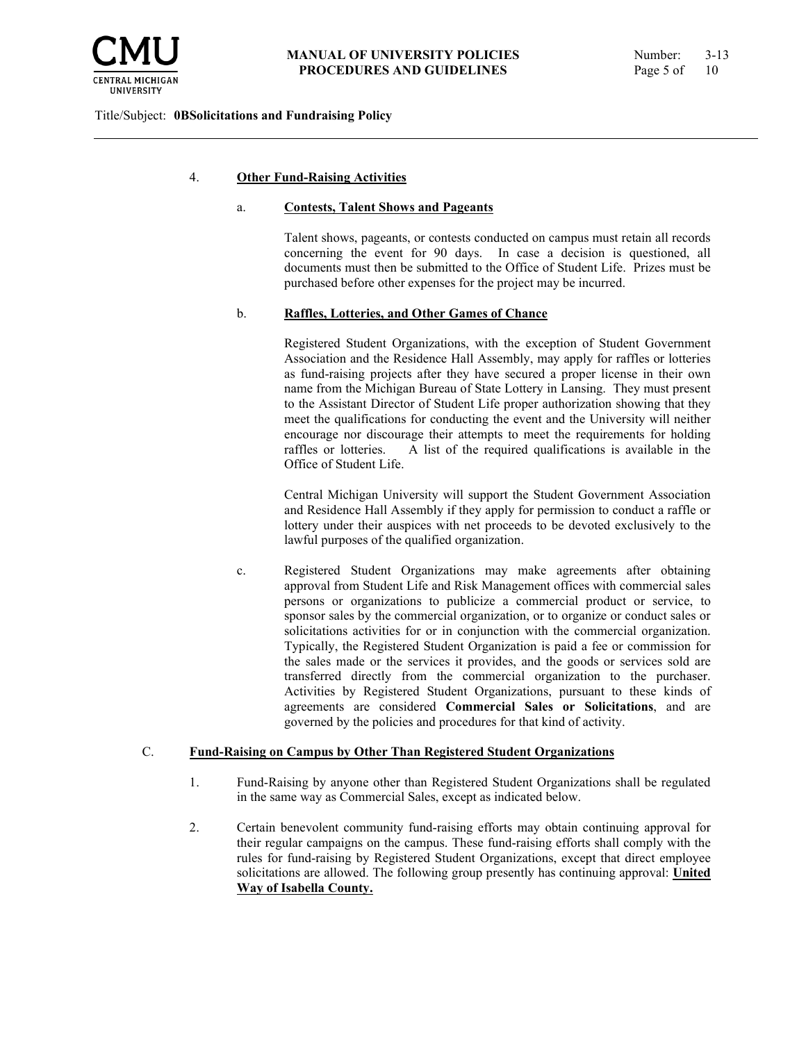4. **Other Fund-Raising Activities**

a. **Contests, Talent Shows and Pageants**

Talent shows, pageants, or contests conducted on campus must retain all records concerning the event for 90 days. In case a decision is questioned, all documents must then be submitted to the Office of Student Life. Prizes must be purchased before other expenses for the project may be incurred.

b. **Raffles, Lotteries, and Other Games of Chance**

Registered Student Organizations, with the exception of Student Government Association and the Residence Hall Assembly, may apply for raffles or lotteries as fund-raising projects after they have secured a proper license in their own name from the Michigan Bureau of State Lottery in Lansing. They must present to the Assistant Director of Student Life proper authorization showing that they meet the qualifications for conducting the event and the University will neither encourage nor discourage their attempts to meet the requirements for holding raffles or lotteries. A list of the required qualifications is available in the Office of Student Life.

Central Michigan University will support the Student Government Association and Residence Hall Assembly if they apply for permission to conduct a raffle or lottery under their auspices with net proceeds to be devoted exclusively to the lawful purposes of the qualified organization.

c. Registered Student Organizations may make agreements after obtaining approval from Student Life and Risk Management offices with commercial sales persons or organizations to publicize a commercial product or service, to sponsor sales by the commercial organization, or to organize or conduct sales or solicitations activities for or in conjunction with the commercial organization. Typically, the Registered Student Organization is paid a fee or commission for the sales made or the services it provides, and the goods or services sold are transferred directly from the commercial organization to the purchaser. Activities by Registered Student Organizations, pursuant to these kinds of agreements are considered **Commercial Sales or Solicitations**, and are governed by the policies and procedures for that kind of activity.

C. **Fund-Raising on Campus by Other Than Registered Student Organizations**

1. Fund-Raising by anyone other than Registered Student Organizations shall be regulated in the same way as Commercial Sales, except as indicated below.

2. Certain benevolent community fund-raising efforts may obtain continuing approval for their regular campaigns on the campus. These fund-raising efforts shall comply with the rules for fund-raising by Registered Student Organizations, except that direct employee solicitations are allowed. The following group presently has continuing approval: **United Way of Isabella County.**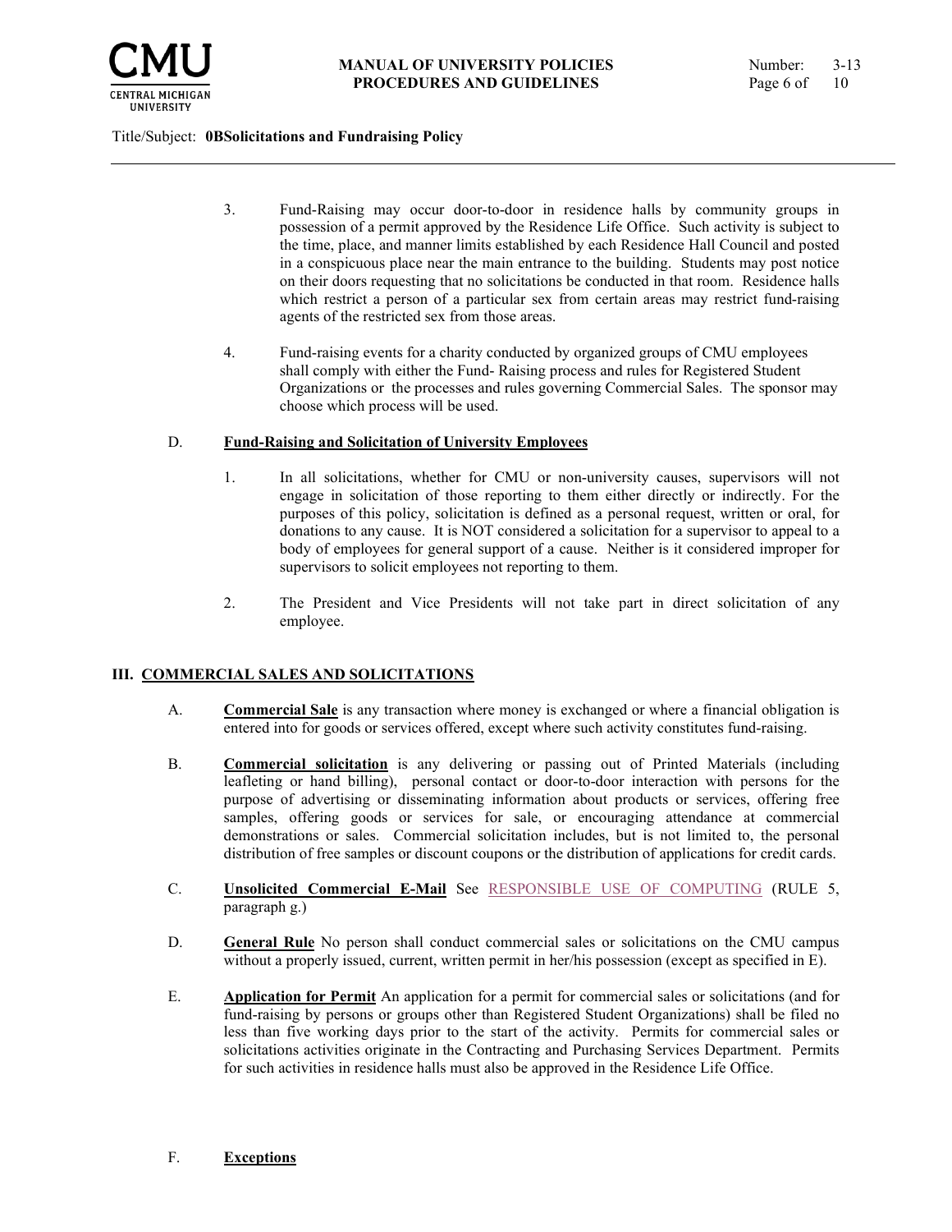3. Fund-Raising may occur door-to-door in residence halls by community groups in possession of a permit approved by the Residence Life Office. Such activity is subject to the time, place, and manner limits established by each Residence Hall Council and posted in a conspicuous place near the main entrance to the building. Students may post notice on their doors requesting that no solicitations be conducted in that room. Residence halls which restrict a person of a particular sex from certain areas may restrict fund-raising agents of the restricted sex from those areas.

4. Fund-raising events for a charity conducted by organized groups of CMU employees shall comply with either the Fund- Raising process and rules for Registered Student Organizations or the processes and rules governing Commercial Sales. The sponsor may choose which process will be used.

D. **Fund-Raising and Solicitation of University Employees**

1. In all solicitations, whether for CMU or non-university causes, supervisors will not engage in solicitation of those reporting to them either directly or indirectly. For the purposes of this policy, solicitation is defined as a personal request, written or oral, for donations to any cause. It is NOT considered a solicitation for a supervisor to appeal to a body of employees for general support of a cause. Neither is it considered improper for supervisors to solicit employees not reporting to them.

2. The President and Vice Presidents will not take part in direct solicitation of any employee.

## III. COMMERCIAL SALES AND SOLICITATIONS

A. **Commercial Sale** is any transaction where money is exchanged or where a financial obligation is entered into for goods or services offered, except where such activity constitutes fund-raising.

B. **Commercial solicitation** is any delivering or passing out of Printed Materials (including leafleting or hand billing), personal contact or door-to-door interaction with persons for the purpose of advertising or disseminating information about products or services, offering free samples, offering goods or services for sale, or encouraging attendance at commercial demonstrations or sales. Commercial solicitation includes, but is not limited to, the personal distribution of free samples or discount coupons or the distribution of applications for credit cards.

C. **Unsolicited Commercial E-Mail** See RESPONSIBLE USE OF COMPUTING (RULE 5, paragraph g.)

D. **General Rule** No person shall conduct commercial sales or solicitations on the CMU campus without a properly issued, current, written permit in her/his possession (except as specified in E).

E. **Application for Permit** An application for a permit for commercial sales or solicitations (and for fund-raising by persons or groups other than Registered Student Organizations) shall be filed no less than five working days prior to the start of the activity. Permits for commercial sales or solicitations activities originate in the Contracting and Purchasing Services Department. Permits for such activities in residence halls must also be approved in the Residence Life Office.

F. **Exceptions**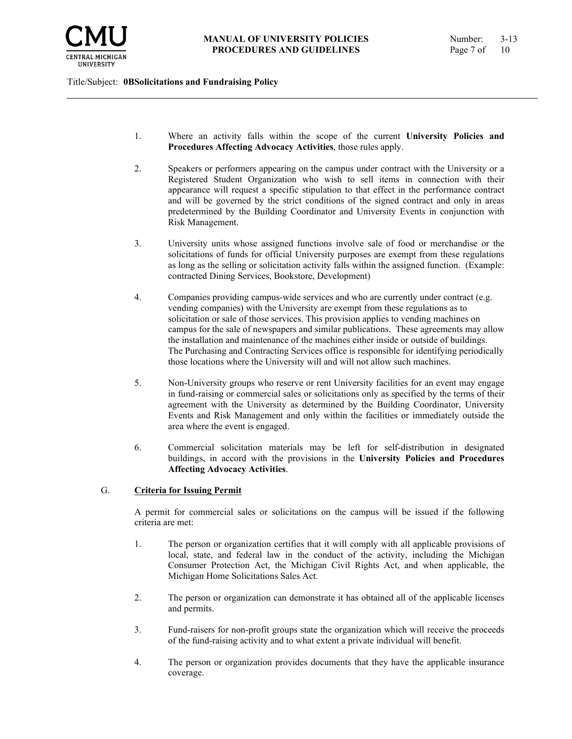1. Where an activity falls within the scope of the current **University Policies and Procedures Affecting Advocacy Activities**, those rules apply.

2. Speakers or performers appearing on the campus under contract with the University or a Registered Student Organization who wish to sell items in connection with their appearance will request a specific stipulation to that effect in the performance contract and will be governed by the strict conditions of the signed contract and only in areas predetermined by the Building Coordinator and University Events in conjunction with Risk Management.

3. University units whose assigned functions involve sale of food or merchandise or the solicitations of funds for official University purposes are exempt from these regulations as long as the selling or solicitation activity falls within the assigned function. (Example: contracted Dining Services, Bookstore, Development)

4. Companies providing campus-wide services and who are currently under contract (e.g. vending companies) with the University are exempt from these regulations as to solicitation or sale of those services. This provision applies to vending machines on campus for the sale of newspapers and similar publications. These agreements may allow the installation and maintenance of the machines either inside or outside of buildings. The Purchasing and Contracting Services office is responsible for identifying periodically those locations where the University will and will not allow such machines.

5. Non-University groups who reserve or rent University facilities for an event may engage in fund-raising or commercial sales or solicitations only as specified by the terms of their agreement with the University as determined by the Building Coordinator, University Events and Risk Management and only within the facilities or immediately outside the area where the event is engaged.

6. Commercial solicitation materials may be left for self-distribution in designated buildings, in accord with the provisions in the **University Policies and Procedures Affecting Advocacy Activities**.

G. **Criteria for Issuing Permit**

A permit for commercial sales or solicitations on the campus will be issued if the following criteria are met:

1. The person or organization certifies that it will comply with all applicable provisions of local, state, and federal law in the conduct of the activity, including the Michigan Consumer Protection Act, the Michigan Civil Rights Act, and when applicable, the Michigan Home Solicitations Sales Act.

2. The person or organization can demonstrate it has obtained all of the applicable licenses and permits.

3. Fund-raisers for non-profit groups state the organization which will receive the proceeds of the fund-raising activity and to what extent a private individual will benefit.

4. The person or organization provides documents that they have the applicable insurance coverage.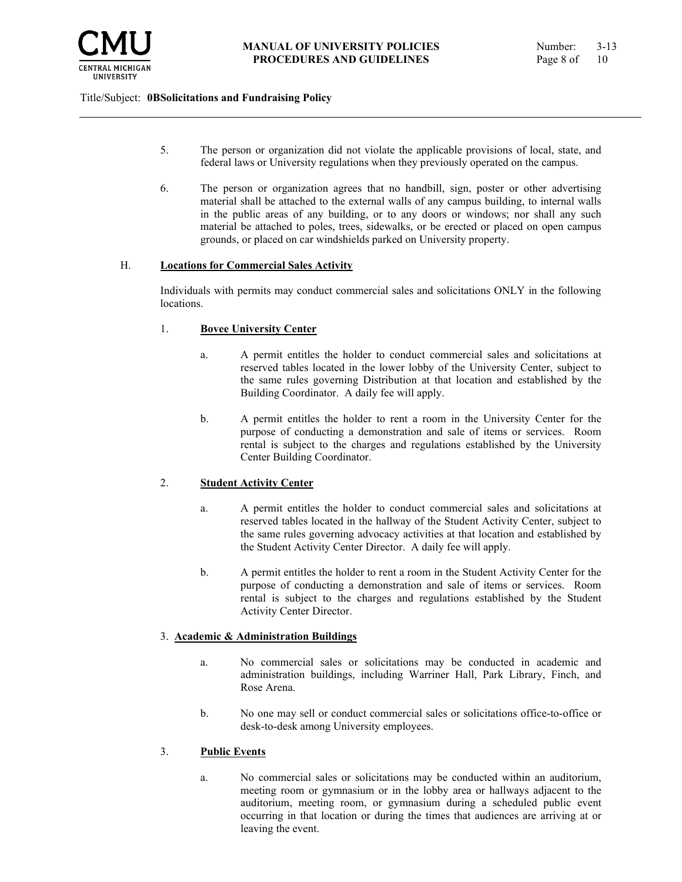5. The person or organization did not violate the applicable provisions of local, state, and federal laws or University regulations when they previously operated on the campus.

6. The person or organization agrees that no handbill, sign, poster or other advertising material shall be attached to the external walls of any campus building, to internal walls in the public areas of any building, or to any doors or windows; nor shall any such material be attached to poles, trees, sidewalks, or be erected or placed on open campus grounds, or placed on car windshields parked on University property.

H. **Locations for Commercial Sales Activity**

Individuals with permits may conduct commercial sales and solicitations ONLY in the following locations.

1. **Bovee University Center**

   a. A permit entitles the holder to conduct commercial sales and solicitations at reserved tables located in the lower lobby of the University Center, subject to the same rules governing Distribution at that location and established by the Building Coordinator. A daily fee will apply.

   b. A permit entitles the holder to rent a room in the University Center for the purpose of conducting a demonstration and sale of items or services. Room rental is subject to the charges and regulations established by the University Center Building Coordinator.

2. **Student Activity Center**

   a. A permit entitles the holder to conduct commercial sales and solicitations at reserved tables located in the hallway of the Student Activity Center, subject to the same rules governing advocacy activities at that location and established by the Student Activity Center Director. A daily fee will apply.

   b. A permit entitles the holder to rent a room in the Student Activity Center for the purpose of conducting a demonstration and sale of items or services. Room rental is subject to the charges and regulations established by the Student Activity Center Director.

3. **Academic & Administration Buildings**

   a. No commercial sales or solicitations may be conducted in academic and administration buildings, including Warriner Hall, Park Library, Finch, and Rose Arena.

   b. No one may sell or conduct commercial sales or solicitations office-to-office or desk-to-desk among University employees.

3. **Public Events**

   a. No commercial sales or solicitations may be conducted within an auditorium, meeting room or gymnasium or in the lobby area or hallways adjacent to the auditorium, meeting room, or gymnasium during a scheduled public event occurring in that location or during the times that audiences are arriving at or leaving the event.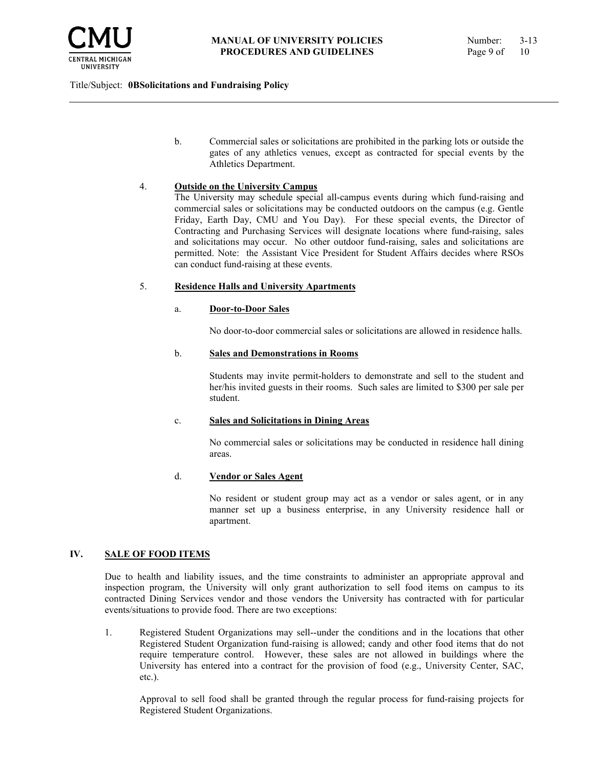b. Commercial sales or solicitations are prohibited in the parking lots or outside the gates of any athletics venues, except as contracted for special events by the Athletics Department.

4. **Outside on the University Campus**

The University may schedule special all-campus events during which fund-raising and commercial sales or solicitations may be conducted outdoors on the campus (e.g. Gentle Friday, Earth Day, CMU and You Day). For these special events, the Director of Contracting and Purchasing Services will designate locations where fund-raising, sales and solicitations may occur. No other outdoor fund-raising, sales and solicitations are permitted. Note: the Assistant Vice President for Student Affairs decides where RSOs can conduct fund-raising at these events.

5. **Residence Halls and University Apartments**

a. **Door-to-Door Sales**

No door-to-door commercial sales or solicitations are allowed in residence halls.

b. **Sales and Demonstrations in Rooms**

Students may invite permit-holders to demonstrate and sell to the student and her/his invited guests in their rooms. Such sales are limited to $300 per sale per student.

c. **Sales and Solicitations in Dining Areas**

No commercial sales or solicitations may be conducted in residence hall dining areas.

d. **Vendor or Sales Agent**

No resident or student group may act as a vendor or sales agent, or in any manner set up a business enterprise, in any University residence hall or apartment.

## IV. SALE OF FOOD ITEMS

Due to health and liability issues, and the time constraints to administer an appropriate approval and inspection program, the University will only grant authorization to sell food items on campus to its contracted Dining Services vendor and those vendors the University has contracted with for particular events/situations to provide food. There are two exceptions:

1. Registered Student Organizations may sell--under the conditions and in the locations that other Registered Student Organization fund-raising is allowed; candy and other food items that do not require temperature control. However, these sales are not allowed in buildings where the University has entered into a contract for the provision of food (e.g., University Center, SAC, etc.).

   Approval to sell food shall be granted through the regular process for fund-raising projects for Registered Student Organizations.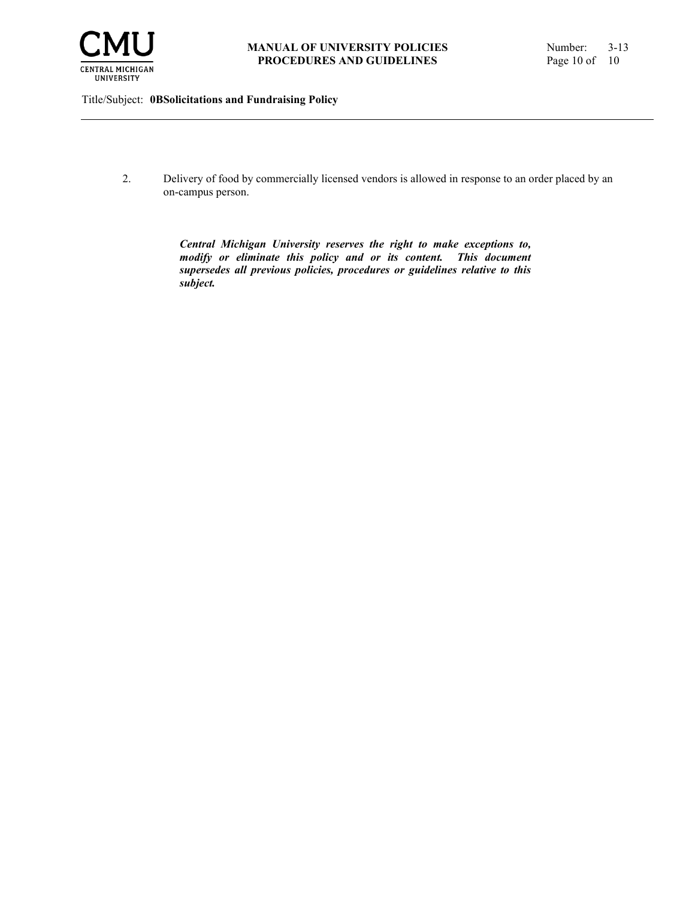2. Delivery of food by commercially licensed vendors is allowed in response to an order placed by an on-campus person.

***Central Michigan University reserves the right to make exceptions to, modify or eliminate this policy and or its content. This document supersedes all previous policies, procedures or guidelines relative to this subject.***